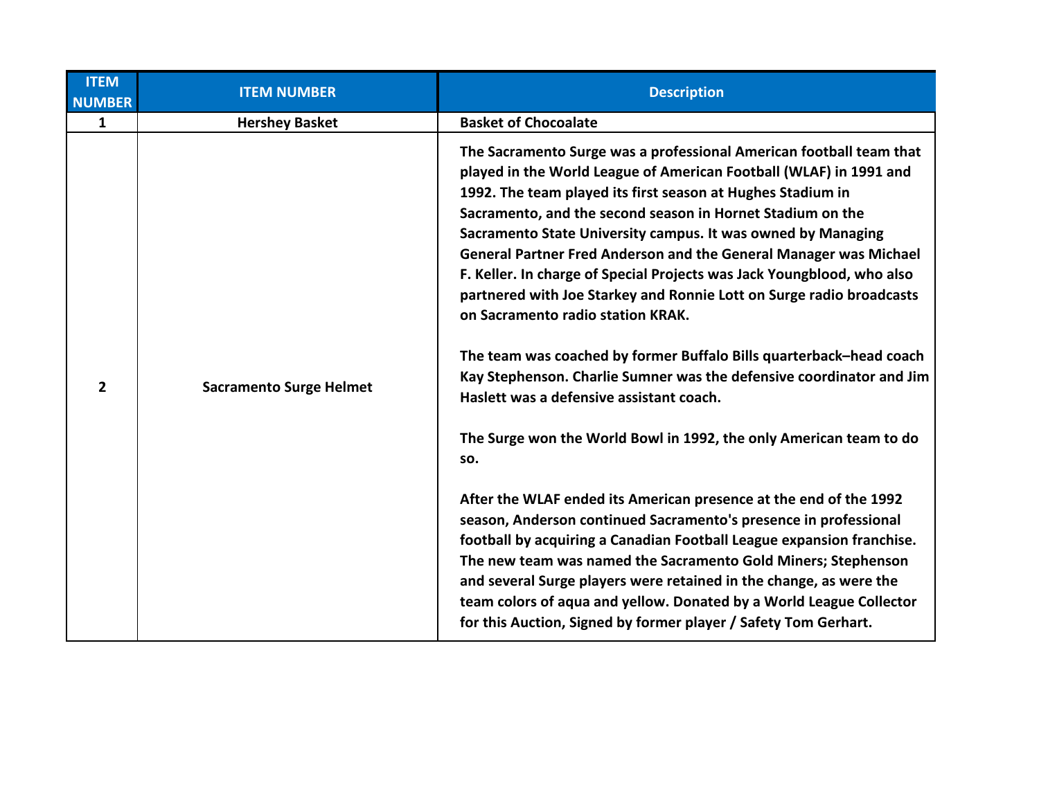| ITEM NUMBER | ITEM NUMBER | Description |
|---|---|---|
| 1 | Hershey Basket | Basket of Chocoalate |
| 2 | Sacramento Surge Helmet | The Sacramento Surge was a professional American football team that played in the World League of American Football (WLAF) in 1991 and 1992. The team played its first season at Hughes Stadium in Sacramento, and the second season in Hornet Stadium on the Sacramento State University campus. It was owned by Managing General Partner Fred Anderson and the General Manager was Michael F. Keller. In charge of Special Projects was Jack Youngblood, who also partnered with Joe Starkey and Ronnie Lott on Surge radio broadcasts on Sacramento radio station KRAK.<br><br>The team was coached by former Buffalo Bills quarterback–head coach Kay Stephenson. Charlie Sumner was the defensive coordinator and Jim Haslett was a defensive assistant coach.<br><br>The Surge won the World Bowl in 1992, the only American team to do so.<br><br>After the WLAF ended its American presence at the end of the 1992 season, Anderson continued Sacramento's presence in professional football by acquiring a Canadian Football League expansion franchise. The new team was named the Sacramento Gold Miners; Stephenson and several Surge players were retained in the change, as were the team colors of aqua and yellow. Donated by a World League Collector for this Auction, Signed by former player / Safety Tom Gerhart. |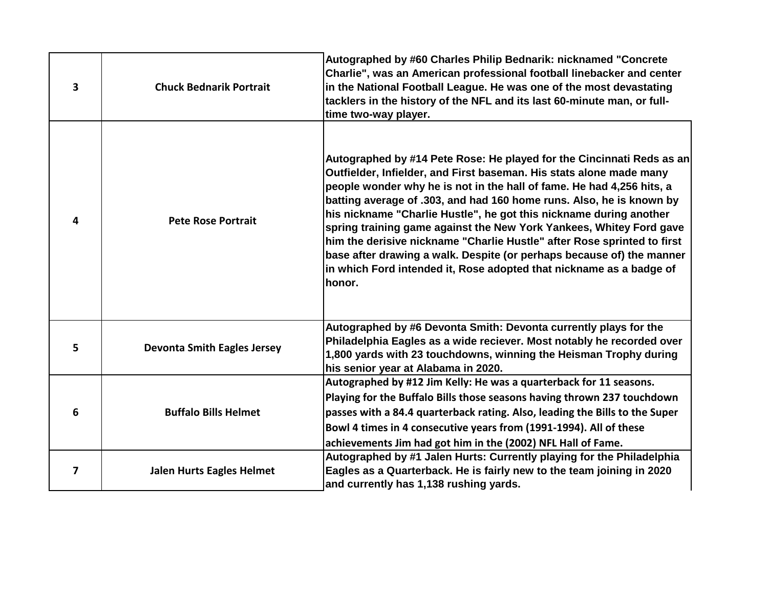| 3 | Chuck Bednarik Portrait | Autographed by #60 Charles Philip Bednarik: nicknamed "Concrete Charlie", was an American professional football linebacker and center in the National Football League. He was one of the most devastating tacklers in the history of the NFL and its last 60-minute man, or full-time two-way player. |
|---|---|---|
| 4 | Pete Rose Portrait | Autographed by #14 Pete Rose: He played for the Cincinnati Reds as an Outfielder, Infielder, and First baseman. His stats alone made many people wonder why he is not in the hall of fame. He had 4,256 hits, a batting average of .303, and had 160 home runs. Also, he is known by his nickname "Charlie Hustle", he got this nickname during another spring training game against the New York Yankees, Whitey Ford gave him the derisive nickname "Charlie Hustle" after Rose sprinted to first base after drawing a walk. Despite (or perhaps because of) the manner in which Ford intended it, Rose adopted that nickname as a badge of honor. |
| 5 | Devonta Smith Eagles Jersey | Autographed by #6 Devonta Smith: Devonta currently plays for the Philadelphia Eagles as a wide reciever. Most notably he recorded over 1,800 yards with 23 touchdowns, winning the Heisman Trophy during his senior year at Alabama in 2020. |
| 6 | Buffalo Bills Helmet | Autographed by #12 Jim Kelly: He was a quarterback for 11 seasons. Playing for the Buffalo Bills those seasons having thrown 237 touchdown passes with a 84.4 quarterback rating. Also, leading the Bills to the Super Bowl 4 times in 4 consecutive years from (1991-1994). All of these achievements Jim had got him in the (2002) NFL Hall of Fame. |
| 7 | Jalen Hurts Eagles Helmet | Autographed by #1 Jalen Hurts: Currently playing for the Philadelphia Eagles as a Quarterback. He is fairly new to the team joining in 2020 and currently has 1,138 rushing yards. |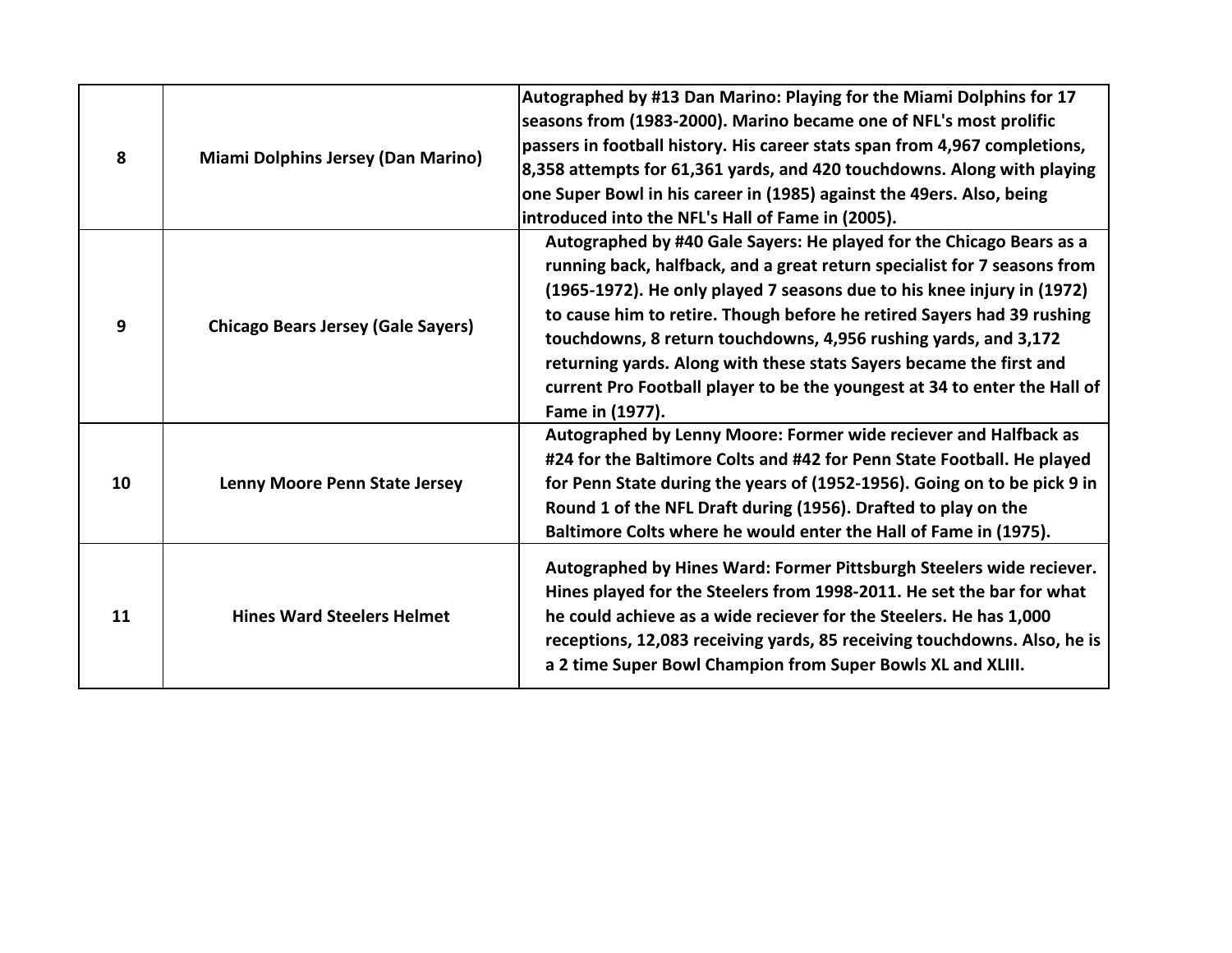| | | |
|---|---|---|
| 8 | Miami Dolphins Jersey (Dan Marino) | Autographed by #13 Dan Marino: Playing for the Miami Dolphins for 17 seasons from (1983-2000). Marino became one of NFL's most prolific passers in football history. His career stats span from 4,967 completions, 8,358 attempts for 61,361 yards, and 420 touchdowns. Along with playing one Super Bowl in his career in (1985) against the 49ers. Also, being introduced into the NFL's Hall of Fame in (2005). |
| 9 | Chicago Bears Jersey (Gale Sayers) | Autographed by #40 Gale Sayers: He played for the Chicago Bears as a running back, halfback, and a great return specialist for 7 seasons from (1965-1972). He only played 7 seasons due to his knee injury in (1972) to cause him to retire. Though before he retired Sayers had 39 rushing touchdowns, 8 return touchdowns, 4,956 rushing yards, and 3,172 returning yards. Along with these stats Sayers became the first and current Pro Football player to be the youngest at 34 to enter the Hall of Fame in (1977). |
| 10 | Lenny Moore Penn State Jersey | Autographed by Lenny Moore: Former wide reciever and Halfback as #24 for the Baltimore Colts and #42 for Penn State Football. He played for Penn State during the years of (1952-1956). Going on to be pick 9 in Round 1 of the NFL Draft during (1956). Drafted to play on the Baltimore Colts where he would enter the Hall of Fame in (1975). |
| 11 | Hines Ward Steelers Helmet | Autographed by Hines Ward: Former Pittsburgh Steelers wide reciever. Hines played for the Steelers from 1998-2011. He set the bar for what he could achieve as a wide reciever for the Steelers. He has 1,000 receptions, 12,083 receiving yards, 85 receiving touchdowns. Also, he is a 2 time Super Bowl Champion from Super Bowls XL and XLIII. |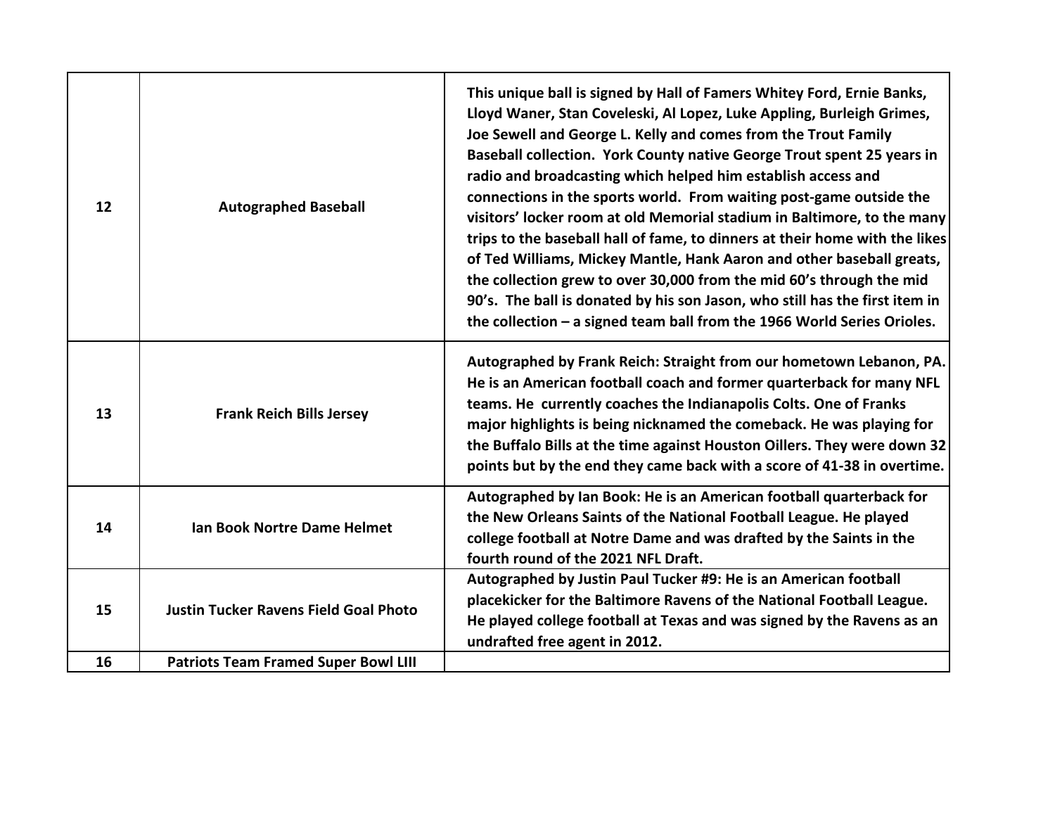| | | |
|---|---|---|
| **12** | **Autographed Baseball** | **This unique ball is signed by Hall of Famers Whitey Ford, Ernie Banks, Lloyd Waner, Stan Coveleski, Al Lopez, Luke Appling, Burleigh Grimes, Joe Sewell and George L. Kelly and comes from the Trout Family Baseball collection. York County native George Trout spent 25 years in radio and broadcasting which helped him establish access and connections in the sports world. From waiting post-game outside the visitors' locker room at old Memorial stadium in Baltimore, to the many trips to the baseball hall of fame, to dinners at their home with the likes of Ted Williams, Mickey Mantle, Hank Aaron and other baseball greats, the collection grew to over 30,000 from the mid 60's through the mid 90's. The ball is donated by his son Jason, who still has the first item in the collection – a signed team ball from the 1966 World Series Orioles.** |
| **13** | **Frank Reich Bills Jersey** | **Autographed by Frank Reich: Straight from our hometown Lebanon, PA. He is an American football coach and former quarterback for many NFL teams. He currently coaches the Indianapolis Colts. One of Franks major highlights is being nicknamed the comeback. He was playing for the Buffalo Bills at the time against Houston Oillers. They were down 32 points but by the end they came back with a score of 41-38 in overtime.** |
| **14** | **Ian Book Nortre Dame Helmet** | **Autographed by Ian Book: He is an American football quarterback for the New Orleans Saints of the National Football League. He played college football at Notre Dame and was drafted by the Saints in the fourth round of the 2021 NFL Draft.** |
| **15** | **Justin Tucker Ravens Field Goal Photo** | **Autographed by Justin Paul Tucker #9: He is an American football placekicker for the Baltimore Ravens of the National Football League. He played college football at Texas and was signed by the Ravens as an undrafted free agent in 2012.** |
| **16** | **Patriots Team Framed Super Bowl LIII** | |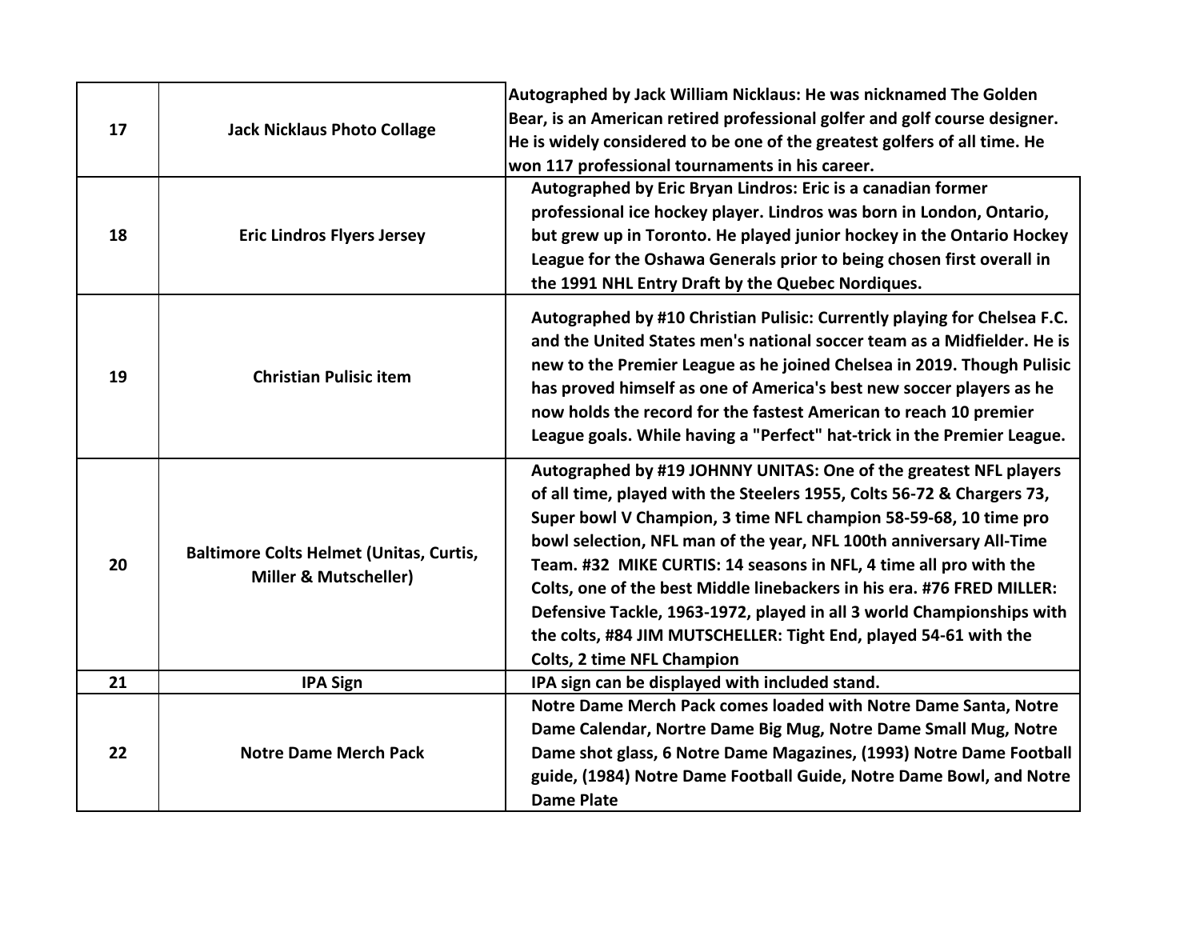| | | |
|---|---|---|
| **17** | **Jack Nicklaus Photo Collage** | **Autographed by Jack William Nicklaus: He was nicknamed The Golden Bear, is an American retired professional golfer and golf course designer. He is widely considered to be one of the greatest golfers of all time. He won 117 professional tournaments in his career.** |
| **18** | **Eric Lindros Flyers Jersey** | **Autographed by Eric Bryan Lindros: Eric is a canadian former professional ice hockey player. Lindros was born in London, Ontario, but grew up in Toronto. He played junior hockey in the Ontario Hockey League for the Oshawa Generals prior to being chosen first overall in the 1991 NHL Entry Draft by the Quebec Nordiques.** |
| **19** | **Christian Pulisic item** | **Autographed by #10 Christian Pulisic: Currently playing for Chelsea F.C. and the United States men's national soccer team as a Midfielder. He is new to the Premier League as he joined Chelsea in 2019. Though Pulisic has proved himself as one of America's best new soccer players as he now holds the record for the fastest American to reach 10 premier League goals. While having a "Perfect" hat-trick in the Premier League.** |
| **20** | **Baltimore Colts Helmet (Unitas, Curtis, Miller & Mutscheller)** | **Autographed by #19 JOHNNY UNITAS: One of the greatest NFL players of all time, played with the Steelers 1955, Colts 56-72 & Chargers 73, Super bowl V Champion, 3 time NFL champion 58-59-68, 10 time pro bowl selection, NFL man of the year, NFL 100th anniversary All-Time Team. #32 MIKE CURTIS: 14 seasons in NFL, 4 time all pro with the Colts, one of the best Middle linebackers in his era. #76 FRED MILLER: Defensive Tackle, 1963-1972, played in all 3 world Championships with the colts, #84 JIM MUTSCHELLER: Tight End, played 54-61 with the Colts, 2 time NFL Champion** |
| **21** | **IPA Sign** | **IPA sign can be displayed with included stand.** |
| **22** | **Notre Dame Merch Pack** | **Notre Dame Merch Pack comes loaded with Notre Dame Santa, Notre Dame Calendar, Nortre Dame Big Mug, Notre Dame Small Mug, Notre Dame shot glass, 6 Notre Dame Magazines, (1993) Notre Dame Football guide, (1984) Notre Dame Football Guide, Notre Dame Bowl, and Notre Dame Plate** |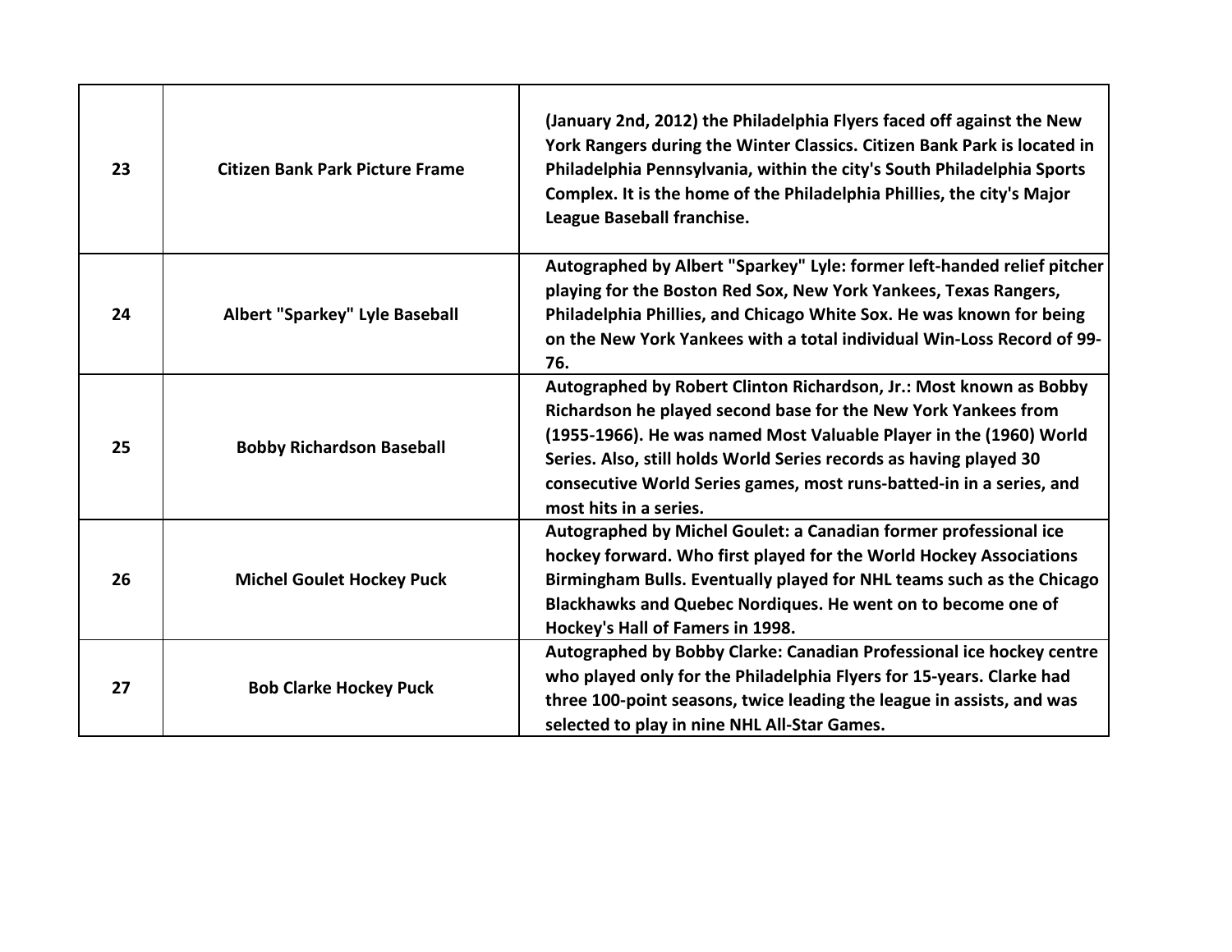| 23 | Citizen Bank Park Picture Frame | (January 2nd, 2012) the Philadelphia Flyers faced off against the New York Rangers during the Winter Classics. Citizen Bank Park is located in Philadelphia Pennsylvania, within the city's South Philadelphia Sports Complex. It is the home of the Philadelphia Phillies, the city's Major League Baseball franchise. |
|---|---|---|
| 24 | Albert "Sparkey" Lyle Baseball | Autographed by Albert "Sparkey" Lyle: former left-handed relief pitcher playing for the Boston Red Sox, New York Yankees, Texas Rangers, Philadelphia Phillies, and Chicago White Sox. He was known for being on the New York Yankees with a total individual Win-Loss Record of 99-76. |
| 25 | Bobby Richardson Baseball | Autographed by Robert Clinton Richardson, Jr.: Most known as Bobby Richardson he played second base for the New York Yankees from (1955-1966). He was named Most Valuable Player in the (1960) World Series. Also, still holds World Series records as having played 30 consecutive World Series games, most runs-batted-in in a series, and most hits in a series. |
| 26 | Michel Goulet Hockey Puck | Autographed by Michel Goulet: a Canadian former professional ice hockey forward. Who first played for the World Hockey Associations Birmingham Bulls. Eventually played for NHL teams such as the Chicago Blackhawks and Quebec Nordiques. He went on to become one of Hockey's Hall of Famers in 1998. |
| 27 | Bob Clarke Hockey Puck | Autographed by Bobby Clarke: Canadian Professional ice hockey centre who played only for the Philadelphia Flyers for 15-years. Clarke had three 100-point seasons, twice leading the league in assists, and was selected to play in nine NHL All-Star Games. |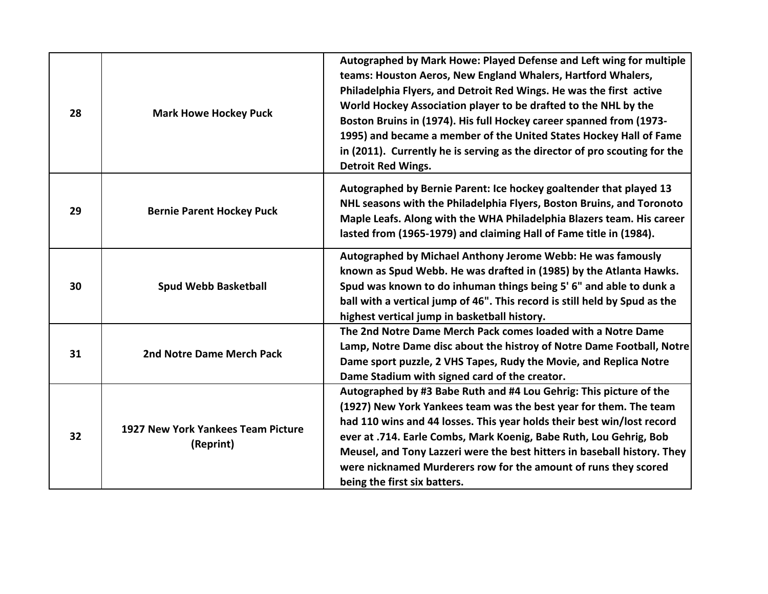| | | |
|---|---|---|
| **28** | **Mark Howe Hockey Puck** | **Autographed by Mark Howe: Played Defense and Left wing for multiple teams: Houston Aeros, New England Whalers, Hartford Whalers, Philadelphia Flyers, and Detroit Red Wings. He was the first active World Hockey Association player to be drafted to the NHL by the Boston Bruins in (1974). His full Hockey career spanned from (1973-1995) and became a member of the United States Hockey Hall of Fame in (2011). Currently he is serving as the director of pro scouting for the Detroit Red Wings.** |
| **29** | **Bernie Parent Hockey Puck** | **Autographed by Bernie Parent: Ice hockey goaltender that played 13 NHL seasons with the Philadelphia Flyers, Boston Bruins, and Toronoto Maple Leafs. Along with the WHA Philadelphia Blazers team. His career lasted from (1965-1979) and claiming Hall of Fame title in (1984).** |
| **30** | **Spud Webb Basketball** | **Autographed by Michael Anthony Jerome Webb: He was famously known as Spud Webb. He was drafted in (1985) by the Atlanta Hawks. Spud was known to do inhuman things being 5' 6" and able to dunk a ball with a vertical jump of 46". This record is still held by Spud as the highest vertical jump in basketball history.** |
| **31** | **2nd Notre Dame Merch Pack** | **The 2nd Notre Dame Merch Pack comes loaded with a Notre Dame Lamp, Notre Dame disc about the histroy of Notre Dame Football, Notre Dame sport puzzle, 2 VHS Tapes, Rudy the Movie, and Replica Notre Dame Stadium with signed card of the creator.** |
| **32** | **1927 New York Yankees Team Picture (Reprint)** | **Autographed by #3 Babe Ruth and #4 Lou Gehrig: This picture of the (1927) New York Yankees team was the best year for them. The team had 110 wins and 44 losses. This year holds their best win/lost record ever at .714. Earle Combs, Mark Koenig, Babe Ruth, Lou Gehrig, Bob Meusel, and Tony Lazzeri were the best hitters in baseball history. They were nicknamed Murderers row for the amount of runs they scored being the first six batters.** |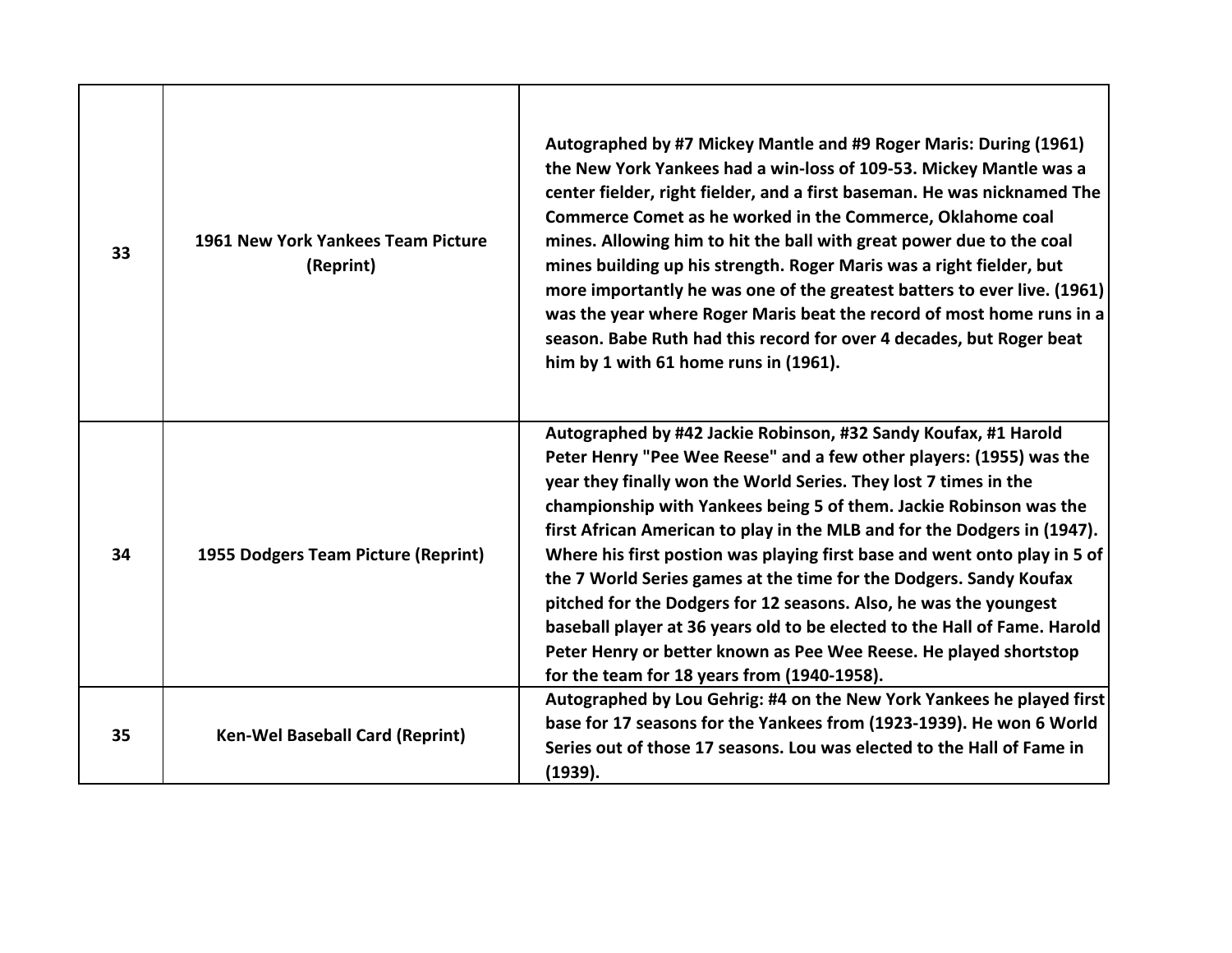| | | |
|---|---|---|
| **33** | **1961 New York Yankees Team Picture (Reprint)** | **Autographed by #7 Mickey Mantle and #9 Roger Maris: During (1961) the New York Yankees had a win-loss of 109-53. Mickey Mantle was a center fielder, right fielder, and a first baseman. He was nicknamed The Commerce Comet as he worked in the Commerce, Oklahome coal mines. Allowing him to hit the ball with great power due to the coal mines building up his strength. Roger Maris was a right fielder, but more importantly he was one of the greatest batters to ever live. (1961) was the year where Roger Maris beat the record of most home runs in a season. Babe Ruth had this record for over 4 decades, but Roger beat him by 1 with 61 home runs in (1961).** |
| **34** | **1955 Dodgers Team Picture (Reprint)** | **Autographed by #42 Jackie Robinson, #32 Sandy Koufax, #1 Harold Peter Henry "Pee Wee Reese" and a few other players: (1955) was the year they finally won the World Series. They lost 7 times in the championship with Yankees being 5 of them. Jackie Robinson was the first African American to play in the MLB and for the Dodgers in (1947). Where his first postion was playing first base and went onto play in 5 of the 7 World Series games at the time for the Dodgers. Sandy Koufax pitched for the Dodgers for 12 seasons. Also, he was the youngest baseball player at 36 years old to be elected to the Hall of Fame. Harold Peter Henry or better known as Pee Wee Reese. He played shortstop for the team for 18 years from (1940-1958).** |
| **35** | **Ken-Wel Baseball Card (Reprint)** | **Autographed by Lou Gehrig: #4 on the New York Yankees he played first base for 17 seasons for the Yankees from (1923-1939). He won 6 World Series out of those 17 seasons. Lou was elected to the Hall of Fame in (1939).** |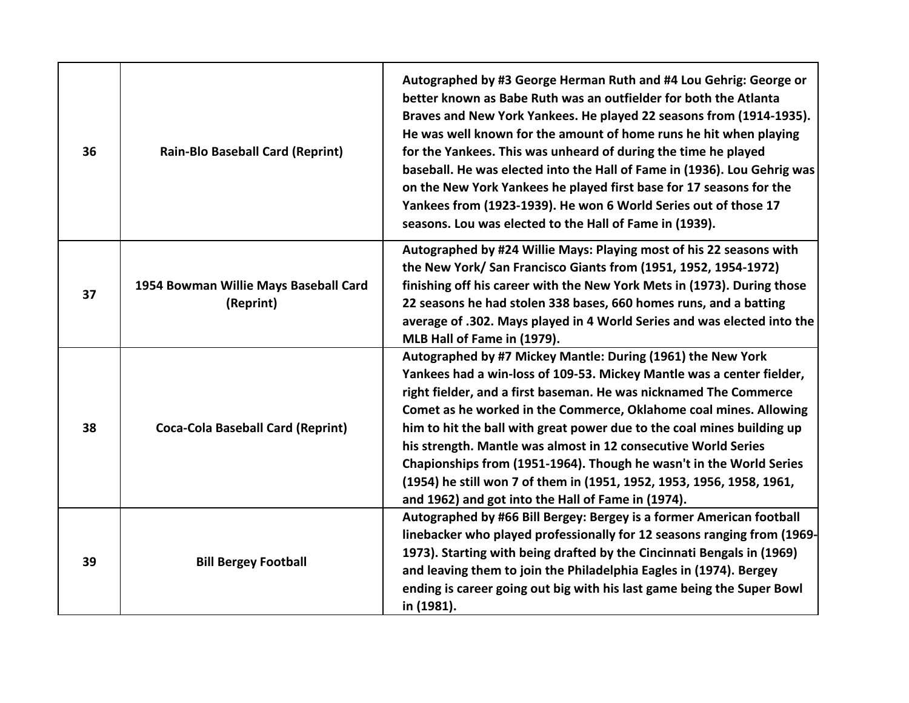| | | |
|---|---|---|
| **36** | **Rain-Blo Baseball Card (Reprint)** | **Autographed by #3 George Herman Ruth and #4 Lou Gehrig: George or better known as Babe Ruth was an outfielder for both the Atlanta Braves and New York Yankees. He played 22 seasons from (1914-1935). He was well known for the amount of home runs he hit when playing for the Yankees. This was unheard of during the time he played baseball. He was elected into the Hall of Fame in (1936). Lou Gehrig was on the New York Yankees he played first base for 17 seasons for the Yankees from (1923-1939). He won 6 World Series out of those 17 seasons. Lou was elected to the Hall of Fame in (1939).** |
| **37** | **1954 Bowman Willie Mays Baseball Card (Reprint)** | **Autographed by #24 Willie Mays: Playing most of his 22 seasons with the New York/ San Francisco Giants from (1951, 1952, 1954-1972) finishing off his career with the New York Mets in (1973). During those 22 seasons he had stolen 338 bases, 660 homes runs, and a batting average of .302. Mays played in 4 World Series and was elected into the MLB Hall of Fame in (1979).** |
| **38** | **Coca-Cola Baseball Card (Reprint)** | **Autographed by #7 Mickey Mantle: During (1961) the New York Yankees had a win-loss of 109-53. Mickey Mantle was a center fielder, right fielder, and a first baseman. He was nicknamed The Commerce Comet as he worked in the Commerce, Oklahome coal mines. Allowing him to hit the ball with great power due to the coal mines building up his strength. Mantle was almost in 12 consecutive World Series Chapionships from (1951-1964). Though he wasn't in the World Series (1954) he still won 7 of them in (1951, 1952, 1953, 1956, 1958, 1961, and 1962) and got into the Hall of Fame in (1974).** |
| **39** | **Bill Bergey Football** | **Autographed by #66 Bill Bergey: Bergey is a former American football linebacker who played professionally for 12 seasons ranging from (1969-1973). Starting with being drafted by the Cincinnati Bengals in (1969) and leaving them to join the Philadelphia Eagles in (1974). Bergey ending is career going out big with his last game being the Super Bowl in (1981).** |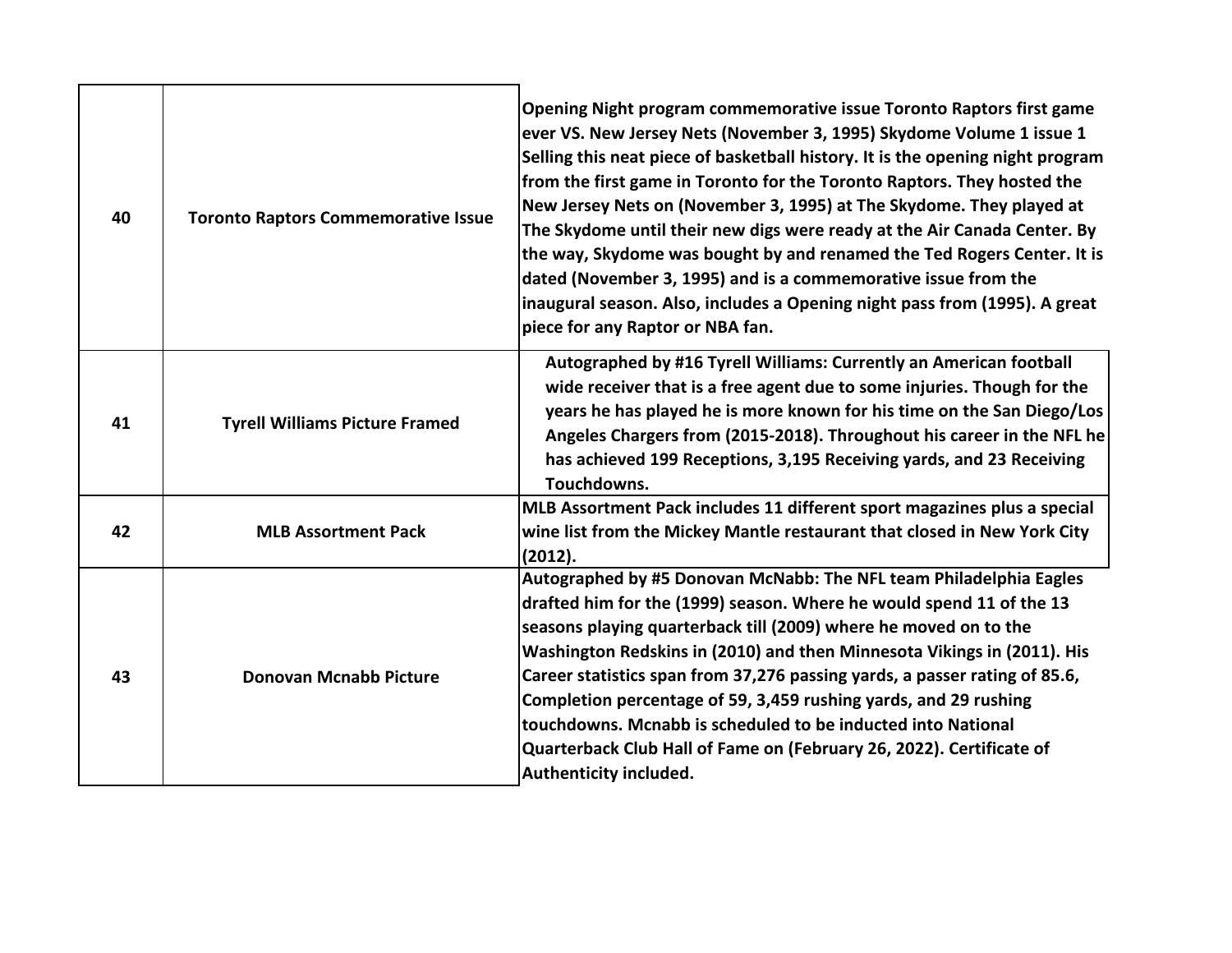| | | |
|---|---|---|
| **40** | **Toronto Raptors Commemorative Issue** | **Opening Night program commemorative issue Toronto Raptors first game ever VS. New Jersey Nets (November 3, 1995) Skydome Volume 1 issue 1 Selling this neat piece of basketball history. It is the opening night program from the first game in Toronto for the Toronto Raptors. They hosted the New Jersey Nets on (November 3, 1995) at The Skydome. They played at The Skydome until their new digs were ready at the Air Canada Center. By the way, Skydome was bought by and renamed the Ted Rogers Center. It is dated (November 3, 1995) and is a commemorative issue from the inaugural season. Also, includes a Opening night pass from (1995). A great piece for any Raptor or NBA fan.** |
| **41** | **Tyrell Williams Picture Framed** | **Autographed by #16 Tyrell Williams: Currently an American football wide receiver that is a free agent due to some injuries. Though for the years he has played he is more known for his time on the San Diego/Los Angeles Chargers from (2015-2018). Throughout his career in the NFL he has achieved 199 Receptions, 3,195 Receiving yards, and 23 Receiving Touchdowns.** |
| **42** | **MLB Assortment Pack** | **MLB Assortment Pack includes 11 different sport magazines plus a special wine list from the Mickey Mantle restaurant that closed in New York City (2012).** |
| **43** | **Donovan Mcnabb Picture** | **Autographed by #5 Donovan McNabb: The NFL team Philadelphia Eagles drafted him for the (1999) season. Where he would spend 11 of the 13 seasons playing quarterback till (2009) where he moved on to the Washington Redskins in (2010) and then Minnesota Vikings in (2011). His Career statistics span from 37,276 passing yards, a passer rating of 85.6, Completion percentage of 59, 3,459 rushing yards, and 29 rushing touchdowns. Mcnabb is scheduled to be inducted into National Quarterback Club Hall of Fame on (February 26, 2022). Certificate of Authenticity included.** |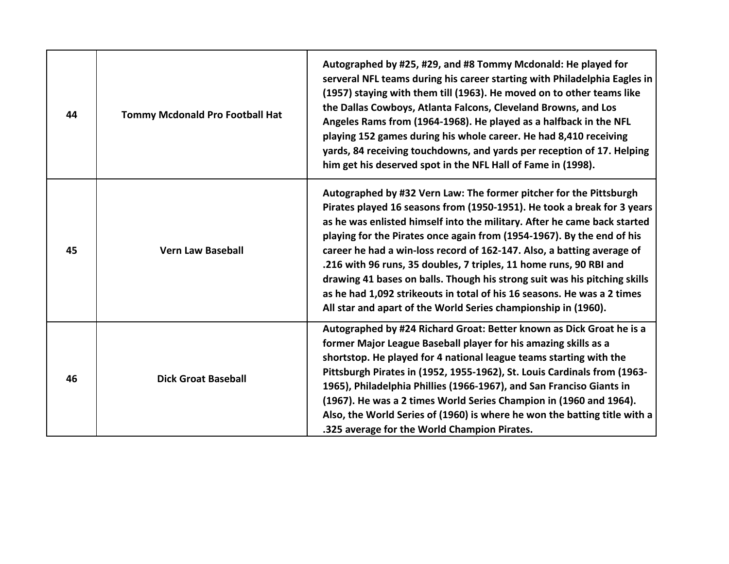| 44 | Tommy Mcdonald Pro Football Hat | Autographed by #25, #29, and #8 Tommy Mcdonald: He played for serveral NFL teams during his career starting with Philadelphia Eagles in (1957) staying with them till (1963). He moved on to other teams like the Dallas Cowboys, Atlanta Falcons, Cleveland Browns, and Los Angeles Rams from (1964-1968). He played as a halfback in the NFL playing 152 games during his whole career. He had 8,410 receiving yards, 84 receiving touchdowns, and yards per reception of 17. Helping him get his deserved spot in the NFL Hall of Fame in (1998). |
|---|---|---|
| 45 | Vern Law Baseball | Autographed by #32 Vern Law: The former pitcher for the Pittsburgh Pirates played 16 seasons from (1950-1951). He took a break for 3 years as he was enlisted himself into the military. After he came back started playing for the Pirates once again from (1954-1967). By the end of his career he had a win-loss record of 162-147. Also, a batting average of .216 with 96 runs, 35 doubles, 7 triples, 11 home runs, 90 RBI and drawing 41 bases on balls. Though his strong suit was his pitching skills as he had 1,092 strikeouts in total of his 16 seasons. He was a 2 times All star and apart of the World Series championship in (1960). |
| 46 | Dick Groat Baseball | Autographed by #24 Richard Groat: Better known as Dick Groat he is a former Major League Baseball player for his amazing skills as a shortstop. He played for 4 national league teams starting with the Pittsburgh Pirates in (1952, 1955-1962), St. Louis Cardinals from (1963-1965), Philadelphia Phillies (1966-1967), and San Francisco Giants in (1967). He was a 2 times World Series Champion in (1960 and 1964). Also, the World Series of (1960) is where he won the batting title with a .325 average for the World Champion Pirates. |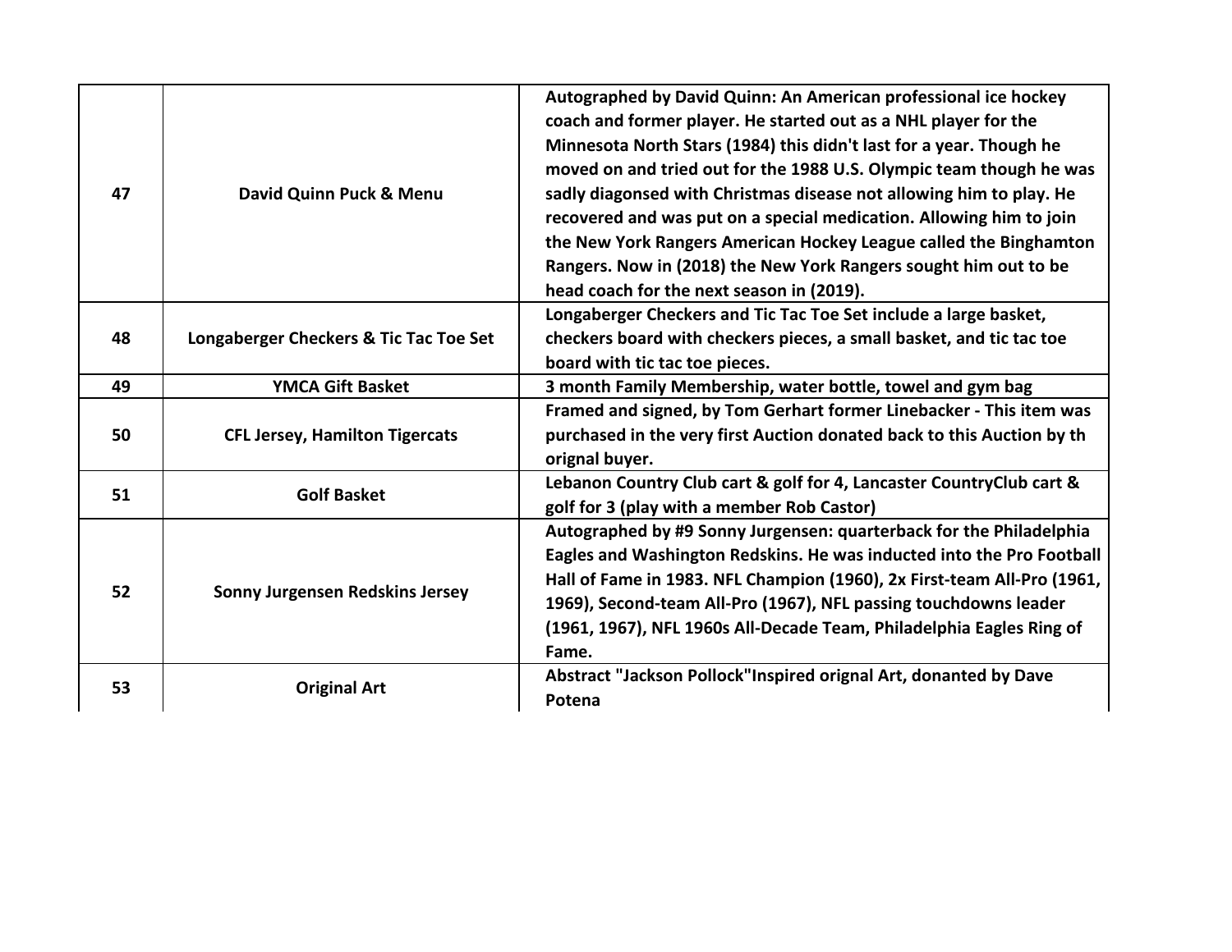| | | |
|---|---|---|
| 47 | David Quinn Puck & Menu | Autographed by David Quinn: An American professional ice hockey coach and former player. He started out as a NHL player for the Minnesota North Stars (1984) this didn't last for a year. Though he moved on and tried out for the 1988 U.S. Olympic team though he was sadly diagonsed with Christmas disease not allowing him to play. He recovered and was put on a special medication. Allowing him to join the New York Rangers American Hockey League called the Binghamton Rangers. Now in (2018) the New York Rangers sought him out to be head coach for the next season in (2019). |
| 48 | Longaberger Checkers & Tic Tac Toe Set | Longaberger Checkers and Tic Tac Toe Set include a large basket, checkers board with checkers pieces, a small basket, and tic tac toe board with tic tac toe pieces. |
| 49 | YMCA Gift Basket | 3 month Family Membership, water bottle, towel and gym bag |
| 50 | CFL Jersey, Hamilton Tigercats | Framed and signed, by Tom Gerhart former Linebacker - This item was purchased in the very first Auction donated back to this Auction by th orignal buyer. |
| 51 | Golf Basket | Lebanon Country Club cart & golf for 4, Lancaster CountryClub cart & golf for 3 (play with a member Rob Castor) |
| 52 | Sonny Jurgensen Redskins Jersey | Autographed by #9 Sonny Jurgensen: quarterback for the Philadelphia Eagles and Washington Redskins. He was inducted into the Pro Football Hall of Fame in 1983. NFL Champion (1960), 2x First-team All-Pro (1961, 1969), Second-team All-Pro (1967), NFL passing touchdowns leader (1961, 1967), NFL 1960s All-Decade Team, Philadelphia Eagles Ring of Fame. |
| 53 | Original Art | Abstract "Jackson Pollock"Inspired orignal Art, donanted by Dave Potena |